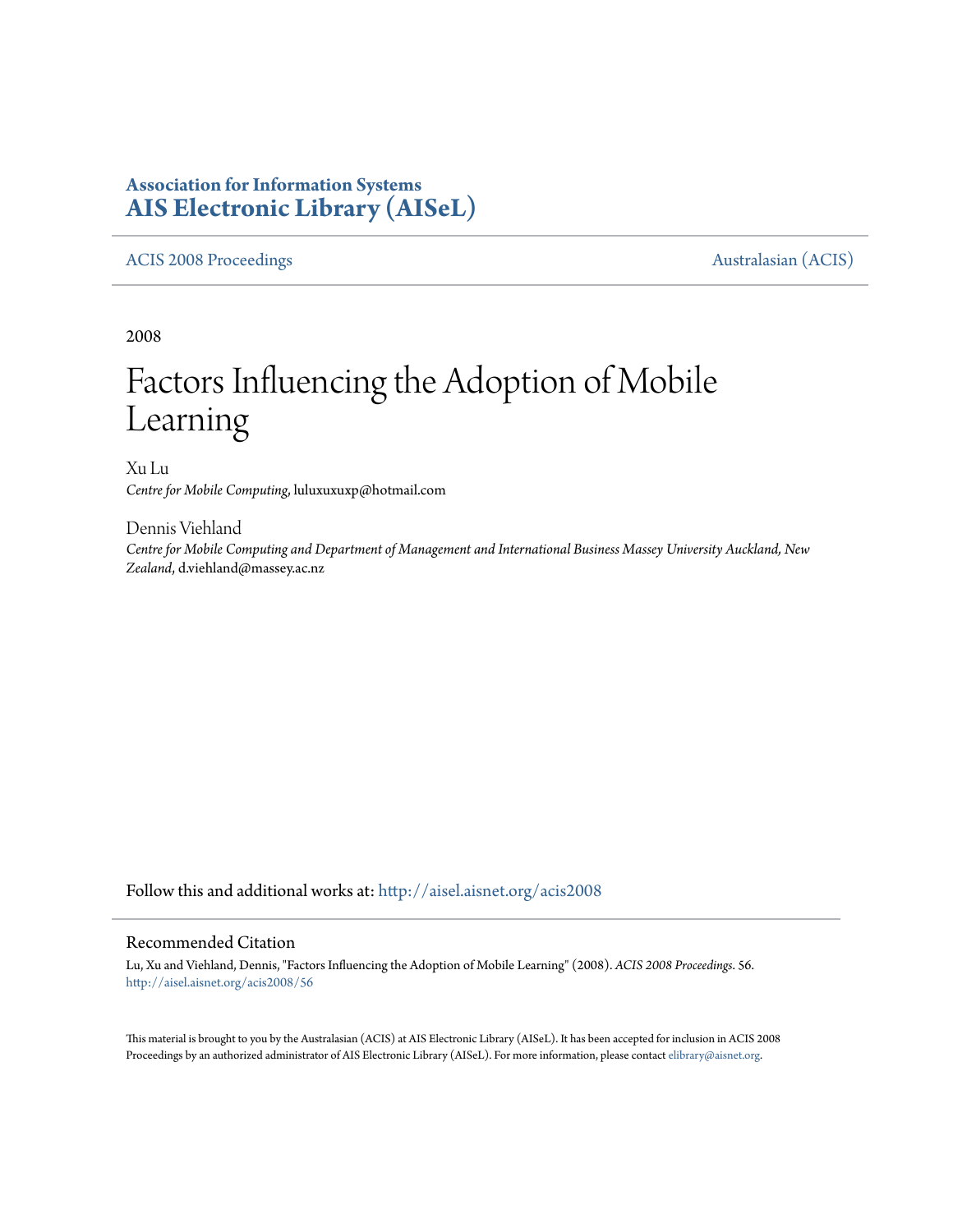**Association for Information Systems**
**AIS Electronic Library (AISeL)**

ACIS 2008 Proceedings — Australasian (ACIS)

2008

# Factors Influencing the Adoption of Mobile Learning

Xu Lu
*Centre for Mobile Computing*, luluxuxuxp@hotmail.com

Dennis Viehland
*Centre for Mobile Computing and Department of Management and International Business Massey University Auckland, New Zealand*, d.viehland@massey.ac.nz

Follow this and additional works at: http://aisel.aisnet.org/acis2008

## Recommended Citation

Lu, Xu and Viehland, Dennis, "Factors Influencing the Adoption of Mobile Learning" (2008). *ACIS 2008 Proceedings*. 56.
http://aisel.aisnet.org/acis2008/56

This material is brought to you by the Australasian (ACIS) at AIS Electronic Library (AISeL). It has been accepted for inclusion in ACIS 2008 Proceedings by an authorized administrator of AIS Electronic Library (AISeL). For more information, please contact elibrary@aisnet.org.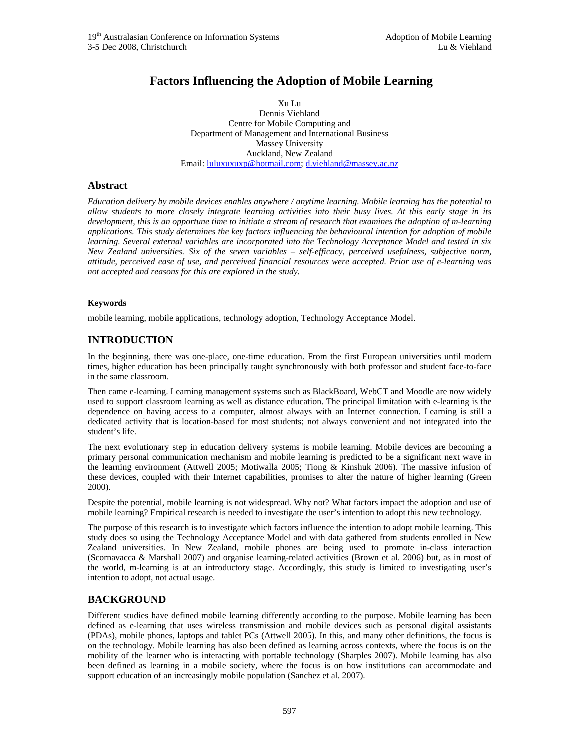# Factors Influencing the Adoption of Mobile Learning

Xu Lu
Dennis Viehland
Centre for Mobile Computing and
Department of Management and International Business
Massey University
Auckland, New Zealand
Email: luluxuxuxp@hotmail.com; d.viehland@massey.ac.nz

## Abstract

*Education delivery by mobile devices enables anywhere / anytime learning. Mobile learning has the potential to allow students to more closely integrate learning activities into their busy lives. At this early stage in its development, this is an opportune time to initiate a stream of research that examines the adoption of m-learning applications. This study determines the key factors influencing the behavioural intention for adoption of mobile learning. Several external variables are incorporated into the Technology Acceptance Model and tested in six New Zealand universities. Six of the seven variables – self-efficacy, perceived usefulness, subjective norm, attitude, perceived ease of use, and perceived financial resources were accepted. Prior use of e-learning was not accepted and reasons for this are explored in the study.*

#### Keywords

mobile learning, mobile applications, technology adoption, Technology Acceptance Model.

## INTRODUCTION

In the beginning, there was one-place, one-time education. From the first European universities until modern times, higher education has been principally taught synchronously with both professor and student face-to-face in the same classroom.

Then came e-learning. Learning management systems such as BlackBoard, WebCT and Moodle are now widely used to support classroom learning as well as distance education. The principal limitation with e-learning is the dependence on having access to a computer, almost always with an Internet connection. Learning is still a dedicated activity that is location-based for most students; not always convenient and not integrated into the student's life.

The next evolutionary step in education delivery systems is mobile learning. Mobile devices are becoming a primary personal communication mechanism and mobile learning is predicted to be a significant next wave in the learning environment (Attwell 2005; Motiwalla 2005; Tiong & Kinshuk 2006). The massive infusion of these devices, coupled with their Internet capabilities, promises to alter the nature of higher learning (Green 2000).

Despite the potential, mobile learning is not widespread. Why not? What factors impact the adoption and use of mobile learning? Empirical research is needed to investigate the user's intention to adopt this new technology.

The purpose of this research is to investigate which factors influence the intention to adopt mobile learning. This study does so using the Technology Acceptance Model and with data gathered from students enrolled in New Zealand universities. In New Zealand, mobile phones are being used to promote in-class interaction (Scornavacca & Marshall 2007) and organise learning-related activities (Brown et al. 2006) but, as in most of the world, m-learning is at an introductory stage. Accordingly, this study is limited to investigating user's intention to adopt, not actual usage.

## BACKGROUND

Different studies have defined mobile learning differently according to the purpose. Mobile learning has been defined as e-learning that uses wireless transmission and mobile devices such as personal digital assistants (PDAs), mobile phones, laptops and tablet PCs (Attwell 2005). In this, and many other definitions, the focus is on the technology. Mobile learning has also been defined as learning across contexts, where the focus is on the mobility of the learner who is interacting with portable technology (Sharples 2007). Mobile learning has also been defined as learning in a mobile society, where the focus is on how institutions can accommodate and support education of an increasingly mobile population (Sanchez et al. 2007).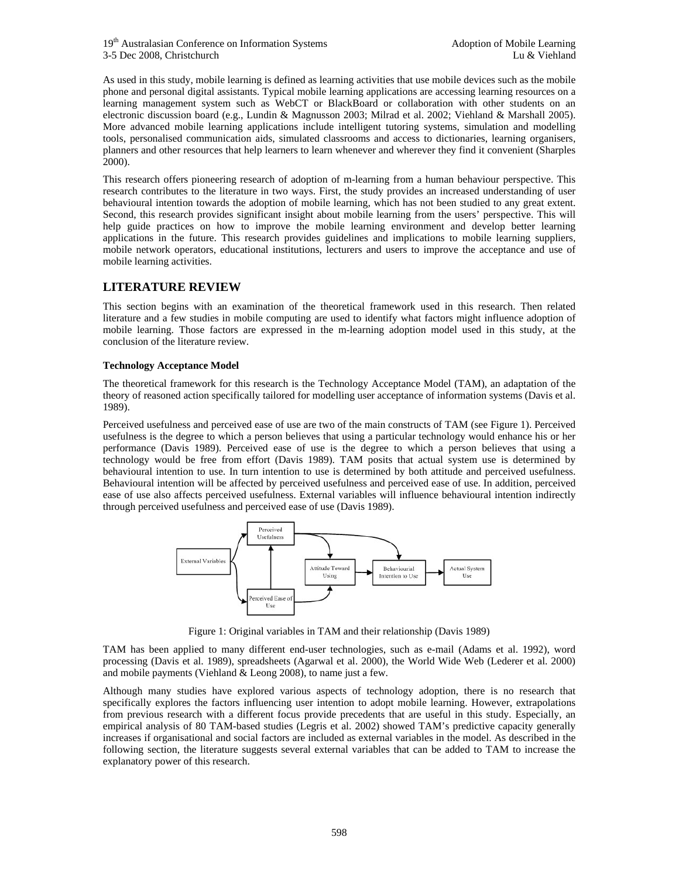As used in this study, mobile learning is defined as learning activities that use mobile devices such as the mobile phone and personal digital assistants. Typical mobile learning applications are accessing learning resources on a learning management system such as WebCT or BlackBoard or collaboration with other students on an electronic discussion board (e.g., Lundin & Magnusson 2003; Milrad et al. 2002; Viehland & Marshall 2005). More advanced mobile learning applications include intelligent tutoring systems, simulation and modelling tools, personalised communication aids, simulated classrooms and access to dictionaries, learning organisers, planners and other resources that help learners to learn whenever and wherever they find it convenient (Sharples 2000).

This research offers pioneering research of adoption of m-learning from a human behaviour perspective. This research contributes to the literature in two ways. First, the study provides an increased understanding of user behavioural intention towards the adoption of mobile learning, which has not been studied to any great extent. Second, this research provides significant insight about mobile learning from the users' perspective. This will help guide practices on how to improve the mobile learning environment and develop better learning applications in the future. This research provides guidelines and implications to mobile learning suppliers, mobile network operators, educational institutions, lecturers and users to improve the acceptance and use of mobile learning activities.

## LITERATURE REVIEW

This section begins with an examination of the theoretical framework used in this research. Then related literature and a few studies in mobile computing are used to identify what factors might influence adoption of mobile learning. Those factors are expressed in the m-learning adoption model used in this study, at the conclusion of the literature review.

### Technology Acceptance Model

The theoretical framework for this research is the Technology Acceptance Model (TAM), an adaptation of the theory of reasoned action specifically tailored for modelling user acceptance of information systems (Davis et al. 1989).

Perceived usefulness and perceived ease of use are two of the main constructs of TAM (see Figure 1). Perceived usefulness is the degree to which a person believes that using a particular technology would enhance his or her performance (Davis 1989). Perceived ease of use is the degree to which a person believes that using a technology would be free from effort (Davis 1989). TAM posits that actual system use is determined by behavioural intention to use. In turn intention to use is determined by both attitude and perceived usefulness. Behavioural intention will be affected by perceived usefulness and perceived ease of use. In addition, perceived ease of use also affects perceived usefulness. External variables will influence behavioural intention indirectly through perceived usefulness and perceived ease of use (Davis 1989).

Figure 1: Original variables in TAM and their relationship (Davis 1989)

TAM has been applied to many different end-user technologies, such as e-mail (Adams et al. 1992), word processing (Davis et al. 1989), spreadsheets (Agarwal et al. 2000), the World Wide Web (Lederer et al. 2000) and mobile payments (Viehland & Leong 2008), to name just a few.

Although many studies have explored various aspects of technology adoption, there is no research that specifically explores the factors influencing user intention to adopt mobile learning. However, extrapolations from previous research with a different focus provide precedents that are useful in this study. Especially, an empirical analysis of 80 TAM-based studies (Legris et al. 2002) showed TAM's predictive capacity generally increases if organisational and social factors are included as external variables in the model. As described in the following section, the literature suggests several external variables that can be added to TAM to increase the explanatory power of this research.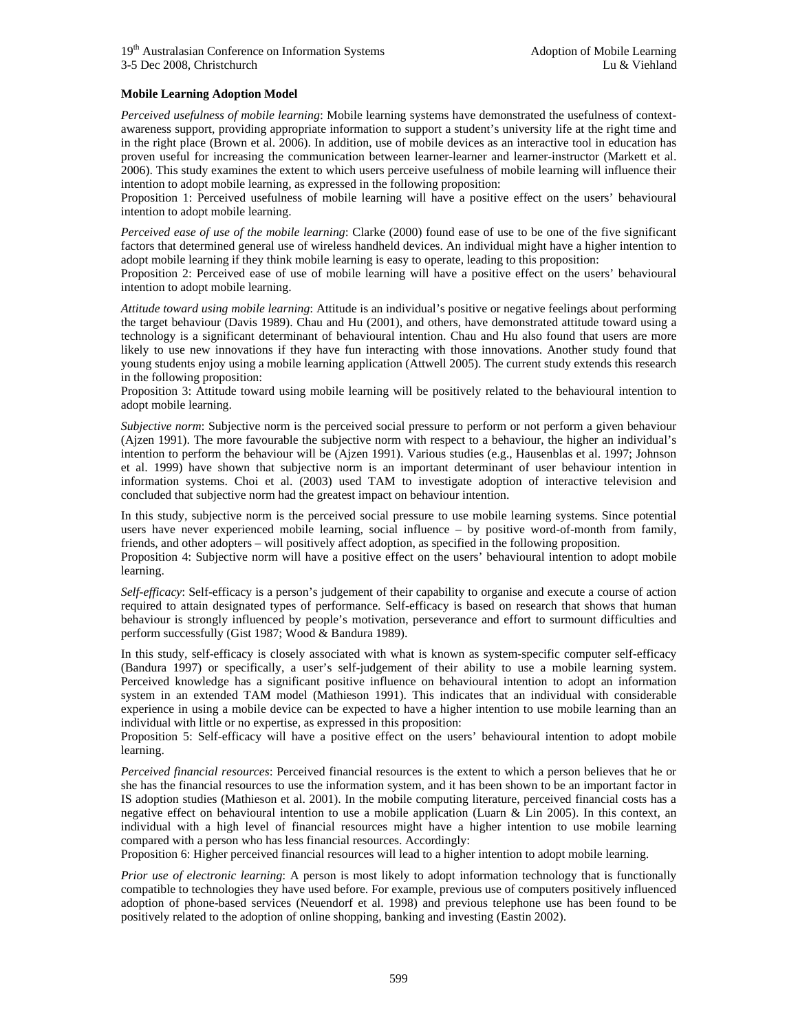**Mobile Learning Adoption Model**

*Perceived usefulness of mobile learning*: Mobile learning systems have demonstrated the usefulness of context-awareness support, providing appropriate information to support a student's university life at the right time and in the right place (Brown et al. 2006). In addition, use of mobile devices as an interactive tool in education has proven useful for increasing the communication between learner-learner and learner-instructor (Markett et al. 2006). This study examines the extent to which users perceive usefulness of mobile learning will influence their intention to adopt mobile learning, as expressed in the following proposition:

Proposition 1: Perceived usefulness of mobile learning will have a positive effect on the users' behavioural intention to adopt mobile learning.

*Perceived ease of use of the mobile learning*: Clarke (2000) found ease of use to be one of the five significant factors that determined general use of wireless handheld devices. An individual might have a higher intention to adopt mobile learning if they think mobile learning is easy to operate, leading to this proposition:

Proposition 2: Perceived ease of use of mobile learning will have a positive effect on the users' behavioural intention to adopt mobile learning.

*Attitude toward using mobile learning*: Attitude is an individual's positive or negative feelings about performing the target behaviour (Davis 1989). Chau and Hu (2001), and others, have demonstrated attitude toward using a technology is a significant determinant of behavioural intention. Chau and Hu also found that users are more likely to use new innovations if they have fun interacting with those innovations. Another study found that young students enjoy using a mobile learning application (Attwell 2005). The current study extends this research in the following proposition:

Proposition 3: Attitude toward using mobile learning will be positively related to the behavioural intention to adopt mobile learning.

*Subjective norm*: Subjective norm is the perceived social pressure to perform or not perform a given behaviour (Ajzen 1991). The more favourable the subjective norm with respect to a behaviour, the higher an individual's intention to perform the behaviour will be (Ajzen 1991). Various studies (e.g., Hausenblas et al. 1997; Johnson et al. 1999) have shown that subjective norm is an important determinant of user behaviour intention in information systems. Choi et al. (2003) used TAM to investigate adoption of interactive television and concluded that subjective norm had the greatest impact on behaviour intention.

In this study, subjective norm is the perceived social pressure to use mobile learning systems. Since potential users have never experienced mobile learning, social influence – by positive word-of-month from family, friends, and other adopters – will positively affect adoption, as specified in the following proposition.

Proposition 4: Subjective norm will have a positive effect on the users' behavioural intention to adopt mobile learning.

*Self-efficacy*: Self-efficacy is a person's judgement of their capability to organise and execute a course of action required to attain designated types of performance. Self-efficacy is based on research that shows that human behaviour is strongly influenced by people's motivation, perseverance and effort to surmount difficulties and perform successfully (Gist 1987; Wood & Bandura 1989).

In this study, self-efficacy is closely associated with what is known as system-specific computer self-efficacy (Bandura 1997) or specifically, a user's self-judgement of their ability to use a mobile learning system. Perceived knowledge has a significant positive influence on behavioural intention to adopt an information system in an extended TAM model (Mathieson 1991). This indicates that an individual with considerable experience in using a mobile device can be expected to have a higher intention to use mobile learning than an individual with little or no expertise, as expressed in this proposition:

Proposition 5: Self-efficacy will have a positive effect on the users' behavioural intention to adopt mobile learning.

*Perceived financial resources*: Perceived financial resources is the extent to which a person believes that he or she has the financial resources to use the information system, and it has been shown to be an important factor in IS adoption studies (Mathieson et al. 2001). In the mobile computing literature, perceived financial costs has a negative effect on behavioural intention to use a mobile application (Luarn & Lin 2005). In this context, an individual with a high level of financial resources might have a higher intention to use mobile learning compared with a person who has less financial resources. Accordingly:

Proposition 6: Higher perceived financial resources will lead to a higher intention to adopt mobile learning.

*Prior use of electronic learning*: A person is most likely to adopt information technology that is functionally compatible to technologies they have used before. For example, previous use of computers positively influenced adoption of phone-based services (Neuendorf et al. 1998) and previous telephone use has been found to be positively related to the adoption of online shopping, banking and investing (Eastin 2002).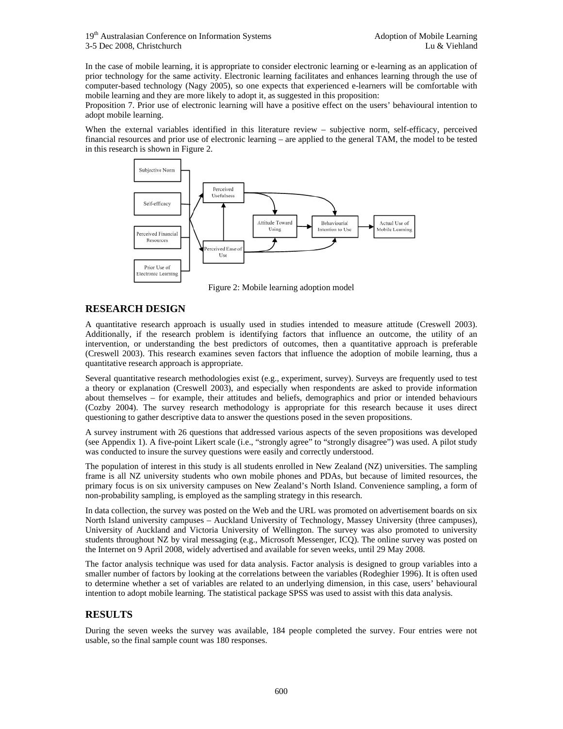In the case of mobile learning, it is appropriate to consider electronic learning or e-learning as an application of prior technology for the same activity. Electronic learning facilitates and enhances learning through the use of computer-based technology (Nagy 2005), so one expects that experienced e-learners will be comfortable with mobile learning and they are more likely to adopt it, as suggested in this proposition:

Proposition 7. Prior use of electronic learning will have a positive effect on the users' behavioural intention to adopt mobile learning.

When the external variables identified in this literature review – subjective norm, self-efficacy, perceived financial resources and prior use of electronic learning – are applied to the general TAM, the model to be tested in this research is shown in Figure 2.

Figure 2: Mobile learning adoption model

## RESEARCH DESIGN

A quantitative research approach is usually used in studies intended to measure attitude (Creswell 2003). Additionally, if the research problem is identifying factors that influence an outcome, the utility of an intervention, or understanding the best predictors of outcomes, then a quantitative approach is preferable (Creswell 2003). This research examines seven factors that influence the adoption of mobile learning, thus a quantitative research approach is appropriate.

Several quantitative research methodologies exist (e.g., experiment, survey). Surveys are frequently used to test a theory or explanation (Creswell 2003), and especially when respondents are asked to provide information about themselves – for example, their attitudes and beliefs, demographics and prior or intended behaviours (Cozby 2004). The survey research methodology is appropriate for this research because it uses direct questioning to gather descriptive data to answer the questions posed in the seven propositions.

A survey instrument with 26 questions that addressed various aspects of the seven propositions was developed (see Appendix 1). A five-point Likert scale (i.e., "strongly agree" to "strongly disagree") was used. A pilot study was conducted to insure the survey questions were easily and correctly understood.

The population of interest in this study is all students enrolled in New Zealand (NZ) universities. The sampling frame is all NZ university students who own mobile phones and PDAs, but because of limited resources, the primary focus is on six university campuses on New Zealand's North Island. Convenience sampling, a form of non-probability sampling, is employed as the sampling strategy in this research.

In data collection, the survey was posted on the Web and the URL was promoted on advertisement boards on six North Island university campuses – Auckland University of Technology, Massey University (three campuses), University of Auckland and Victoria University of Wellington. The survey was also promoted to university students throughout NZ by viral messaging (e.g., Microsoft Messenger, ICQ). The online survey was posted on the Internet on 9 April 2008, widely advertised and available for seven weeks, until 29 May 2008.

The factor analysis technique was used for data analysis. Factor analysis is designed to group variables into a smaller number of factors by looking at the correlations between the variables (Rodeghier 1996). It is often used to determine whether a set of variables are related to an underlying dimension, in this case, users' behavioural intention to adopt mobile learning. The statistical package SPSS was used to assist with this data analysis.

## RESULTS

During the seven weeks the survey was available, 184 people completed the survey. Four entries were not usable, so the final sample count was 180 responses.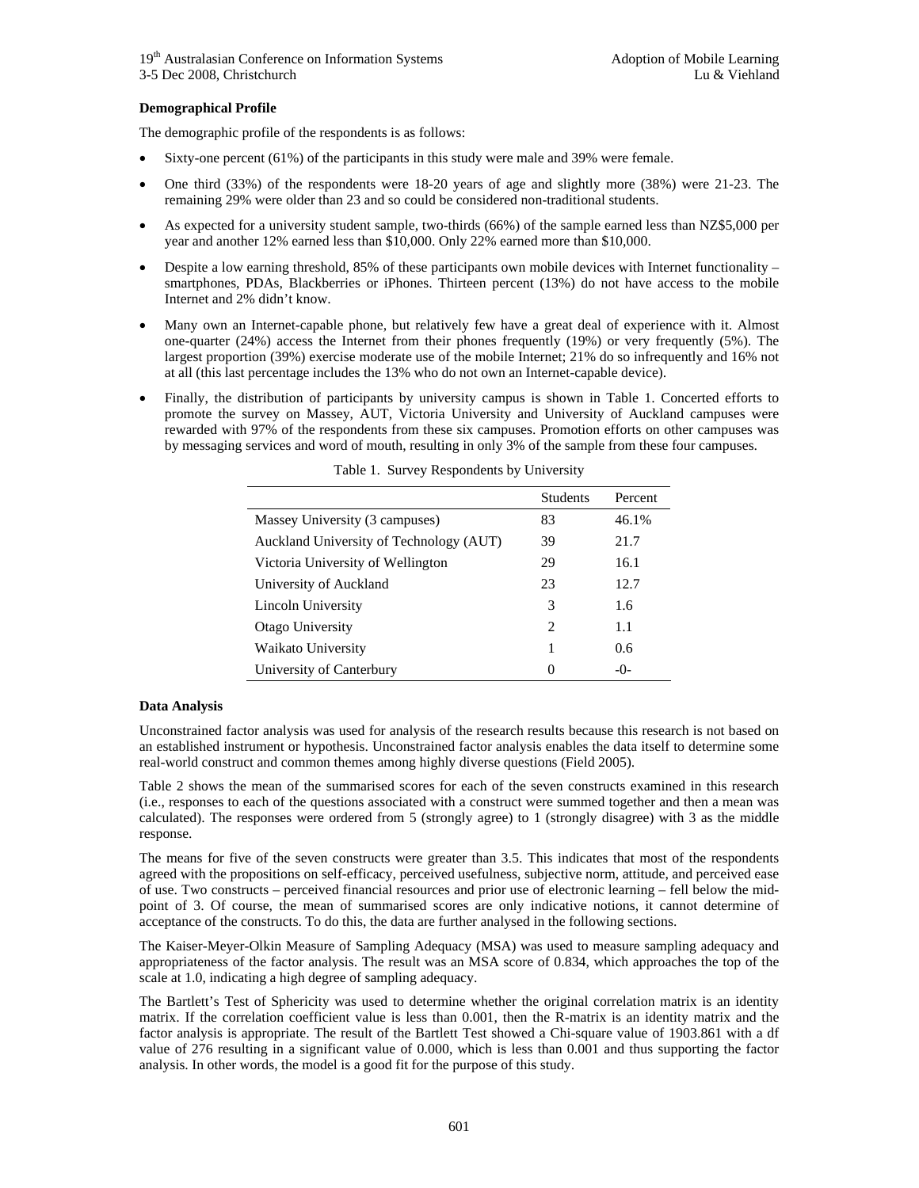### Demographical Profile

The demographic profile of the respondents is as follows:

- Sixty-one percent (61%) of the participants in this study were male and 39% were female.
- One third (33%) of the respondents were 18-20 years of age and slightly more (38%) were 21-23. The remaining 29% were older than 23 and so could be considered non-traditional students.
- As expected for a university student sample, two-thirds (66%) of the sample earned less than NZ$5,000 per year and another 12% earned less than $10,000. Only 22% earned more than $10,000.
- Despite a low earning threshold, 85% of these participants own mobile devices with Internet functionality – smartphones, PDAs, Blackberries or iPhones. Thirteen percent (13%) do not have access to the mobile Internet and 2% didn't know.
- Many own an Internet-capable phone, but relatively few have a great deal of experience with it. Almost one-quarter (24%) access the Internet from their phones frequently (19%) or very frequently (5%). The largest proportion (39%) exercise moderate use of the mobile Internet; 21% do so infrequently and 16% not at all (this last percentage includes the 13% who do not own an Internet-capable device).
- Finally, the distribution of participants by university campus is shown in Table 1. Concerted efforts to promote the survey on Massey, AUT, Victoria University and University of Auckland campuses were rewarded with 97% of the respondents from these six campuses. Promotion efforts on other campuses was by messaging services and word of mouth, resulting in only 3% of the sample from these four campuses.

Table 1. Survey Respondents by University

| | Students | Percent |
|---|---|---|
| Massey University (3 campuses) | 83 | 46.1% |
| Auckland University of Technology (AUT) | 39 | 21.7 |
| Victoria University of Wellington | 29 | 16.1 |
| University of Auckland | 23 | 12.7 |
| Lincoln University | 3 | 1.6 |
| Otago University | 2 | 1.1 |
| Waikato University | 1 | 0.6 |
| University of Canterbury | 0 | -0- |

### Data Analysis

Unconstrained factor analysis was used for analysis of the research results because this research is not based on an established instrument or hypothesis. Unconstrained factor analysis enables the data itself to determine some real-world construct and common themes among highly diverse questions (Field 2005).

Table 2 shows the mean of the summarised scores for each of the seven constructs examined in this research (i.e., responses to each of the questions associated with a construct were summed together and then a mean was calculated). The responses were ordered from 5 (strongly agree) to 1 (strongly disagree) with 3 as the middle response.

The means for five of the seven constructs were greater than 3.5. This indicates that most of the respondents agreed with the propositions on self-efficacy, perceived usefulness, subjective norm, attitude, and perceived ease of use. Two constructs – perceived financial resources and prior use of electronic learning – fell below the mid-point of 3. Of course, the mean of summarised scores are only indicative notions, it cannot determine of acceptance of the constructs. To do this, the data are further analysed in the following sections.

The Kaiser-Meyer-Olkin Measure of Sampling Adequacy (MSA) was used to measure sampling adequacy and appropriateness of the factor analysis. The result was an MSA score of 0.834, which approaches the top of the scale at 1.0, indicating a high degree of sampling adequacy.

The Bartlett's Test of Sphericity was used to determine whether the original correlation matrix is an identity matrix. If the correlation coefficient value is less than 0.001, then the R-matrix is an identity matrix and the factor analysis is appropriate. The result of the Bartlett Test showed a Chi-square value of 1903.861 with a df value of 276 resulting in a significant value of 0.000, which is less than 0.001 and thus supporting the factor analysis. In other words, the model is a good fit for the purpose of this study.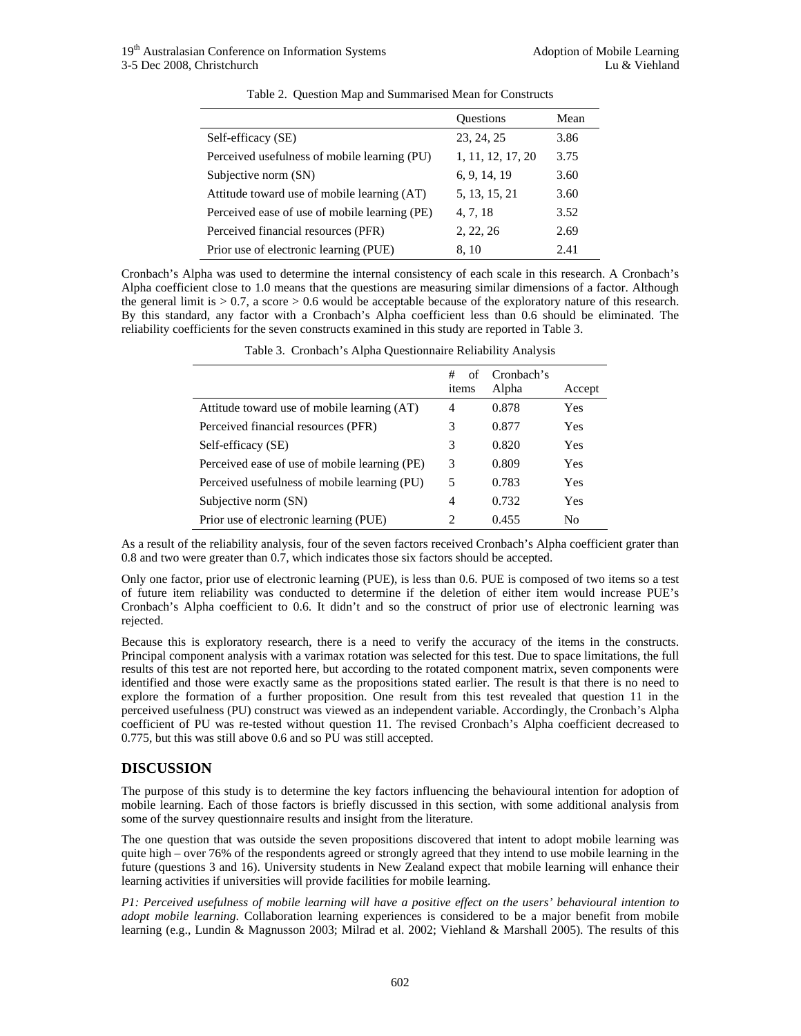Table 2. Question Map and Summarised Mean for Constructs

| | Questions | Mean |
|---|---|---|
| Self-efficacy (SE) | 23, 24, 25 | 3.86 |
| Perceived usefulness of mobile learning (PU) | 1, 11, 12, 17, 20 | 3.75 |
| Subjective norm (SN) | 6, 9, 14, 19 | 3.60 |
| Attitude toward use of mobile learning (AT) | 5, 13, 15, 21 | 3.60 |
| Perceived ease of use of mobile learning (PE) | 4, 7, 18 | 3.52 |
| Perceived financial resources (PFR) | 2, 22, 26 | 2.69 |
| Prior use of electronic learning (PUE) | 8, 10 | 2.41 |

Cronbach's Alpha was used to determine the internal consistency of each scale in this research. A Cronbach's Alpha coefficient close to 1.0 means that the questions are measuring similar dimensions of a factor. Although the general limit is > 0.7, a score > 0.6 would be acceptable because of the exploratory nature of this research. By this standard, any factor with a Cronbach's Alpha coefficient less than 0.6 should be eliminated. The reliability coefficients for the seven constructs examined in this study are reported in Table 3.

Table 3. Cronbach's Alpha Questionnaire Reliability Analysis

| | # of items | Cronbach's Alpha | Accept |
|---|---|---|---|
| Attitude toward use of mobile learning (AT) | 4 | 0.878 | Yes |
| Perceived financial resources (PFR) | 3 | 0.877 | Yes |
| Self-efficacy (SE) | 3 | 0.820 | Yes |
| Perceived ease of use of mobile learning (PE) | 3 | 0.809 | Yes |
| Perceived usefulness of mobile learning (PU) | 5 | 0.783 | Yes |
| Subjective norm (SN) | 4 | 0.732 | Yes |
| Prior use of electronic learning (PUE) | 2 | 0.455 | No |

As a result of the reliability analysis, four of the seven factors received Cronbach's Alpha coefficient grater than 0.8 and two were greater than 0.7, which indicates those six factors should be accepted.

Only one factor, prior use of electronic learning (PUE), is less than 0.6. PUE is composed of two items so a test of future item reliability was conducted to determine if the deletion of either item would increase PUE's Cronbach's Alpha coefficient to 0.6. It didn't and so the construct of prior use of electronic learning was rejected.

Because this is exploratory research, there is a need to verify the accuracy of the items in the constructs. Principal component analysis with a varimax rotation was selected for this test. Due to space limitations, the full results of this test are not reported here, but according to the rotated component matrix, seven components were identified and those were exactly same as the propositions stated earlier. The result is that there is no need to explore the formation of a further proposition. One result from this test revealed that question 11 in the perceived usefulness (PU) construct was viewed as an independent variable. Accordingly, the Cronbach's Alpha coefficient of PU was re-tested without question 11. The revised Cronbach's Alpha coefficient decreased to 0.775, but this was still above 0.6 and so PU was still accepted.

## DISCUSSION

The purpose of this study is to determine the key factors influencing the behavioural intention for adoption of mobile learning. Each of those factors is briefly discussed in this section, with some additional analysis from some of the survey questionnaire results and insight from the literature.

The one question that was outside the seven propositions discovered that intent to adopt mobile learning was quite high – over 76% of the respondents agreed or strongly agreed that they intend to use mobile learning in the future (questions 3 and 16). University students in New Zealand expect that mobile learning will enhance their learning activities if universities will provide facilities for mobile learning.

*P1: Perceived usefulness of mobile learning will have a positive effect on the users' behavioural intention to adopt mobile learning.* Collaboration learning experiences is considered to be a major benefit from mobile learning (e.g., Lundin & Magnusson 2003; Milrad et al. 2002; Viehland & Marshall 2005). The results of this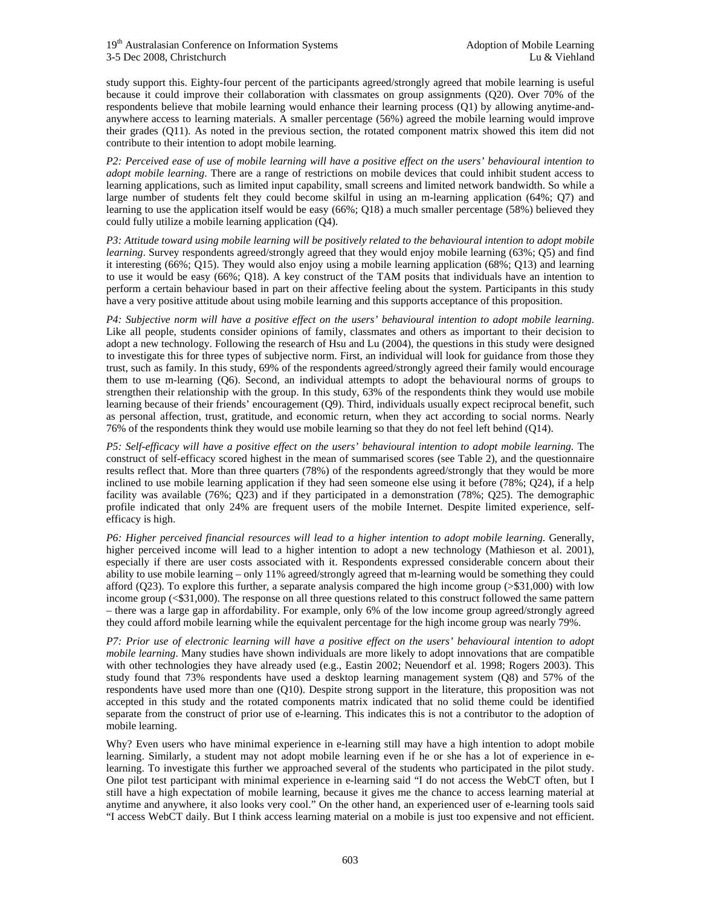study support this. Eighty-four percent of the participants agreed/strongly agreed that mobile learning is useful because it could improve their collaboration with classmates on group assignments (Q20). Over 70% of the respondents believe that mobile learning would enhance their learning process (Q1) by allowing anytime-and-anywhere access to learning materials. A smaller percentage (56%) agreed the mobile learning would improve their grades (Q11). As noted in the previous section, the rotated component matrix showed this item did not contribute to their intention to adopt mobile learning.

*P2: Perceived ease of use of mobile learning will have a positive effect on the users' behavioural intention to adopt mobile learning*. There are a range of restrictions on mobile devices that could inhibit student access to learning applications, such as limited input capability, small screens and limited network bandwidth. So while a large number of students felt they could become skilful in using an m-learning application (64%; Q7) and learning to use the application itself would be easy (66%; Q18) a much smaller percentage (58%) believed they could fully utilize a mobile learning application (Q4).

*P3: Attitude toward using mobile learning will be positively related to the behavioural intention to adopt mobile learning*. Survey respondents agreed/strongly agreed that they would enjoy mobile learning (63%; Q5) and find it interesting (66%; Q15). They would also enjoy using a mobile learning application (68%; Q13) and learning to use it would be easy (66%; Q18). A key construct of the TAM posits that individuals have an intention to perform a certain behaviour based in part on their affective feeling about the system. Participants in this study have a very positive attitude about using mobile learning and this supports acceptance of this proposition.

*P4: Subjective norm will have a positive effect on the users' behavioural intention to adopt mobile learning*. Like all people, students consider opinions of family, classmates and others as important to their decision to adopt a new technology. Following the research of Hsu and Lu (2004), the questions in this study were designed to investigate this for three types of subjective norm. First, an individual will look for guidance from those they trust, such as family. In this study, 69% of the respondents agreed/strongly agreed their family would encourage them to use m-learning (Q6). Second, an individual attempts to adopt the behavioural norms of groups to strengthen their relationship with the group. In this study, 63% of the respondents think they would use mobile learning because of their friends' encouragement (Q9). Third, individuals usually expect reciprocal benefit, such as personal affection, trust, gratitude, and economic return, when they act according to social norms. Nearly 76% of the respondents think they would use mobile learning so that they do not feel left behind (Q14).

*P5: Self-efficacy will have a positive effect on the users' behavioural intention to adopt mobile learning*. The construct of self-efficacy scored highest in the mean of summarised scores (see Table 2), and the questionnaire results reflect that. More than three quarters (78%) of the respondents agreed/strongly that they would be more inclined to use mobile learning application if they had seen someone else using it before (78%; Q24), if a help facility was available (76%; Q23) and if they participated in a demonstration (78%; Q25). The demographic profile indicated that only 24% are frequent users of the mobile Internet. Despite limited experience, self-efficacy is high.

*P6: Higher perceived financial resources will lead to a higher intention to adopt mobile learning*. Generally, higher perceived income will lead to a higher intention to adopt a new technology (Mathieson et al. 2001), especially if there are user costs associated with it. Respondents expressed considerable concern about their ability to use mobile learning – only 11% agreed/strongly agreed that m-learning would be something they could afford (Q23). To explore this further, a separate analysis compared the high income group (>$31,000) with low income group (<$31,000). The response on all three questions related to this construct followed the same pattern – there was a large gap in affordability. For example, only 6% of the low income group agreed/strongly agreed they could afford mobile learning while the equivalent percentage for the high income group was nearly 79%.

*P7: Prior use of electronic learning will have a positive effect on the users' behavioural intention to adopt mobile learning*. Many studies have shown individuals are more likely to adopt innovations that are compatible with other technologies they have already used (e.g., Eastin 2002; Neuendorf et al. 1998; Rogers 2003). This study found that 73% respondents have used a desktop learning management system (Q8) and 57% of the respondents have used more than one (Q10). Despite strong support in the literature, this proposition was not accepted in this study and the rotated components matrix indicated that no solid theme could be identified separate from the construct of prior use of e-learning. This indicates this is not a contributor to the adoption of mobile learning.

Why? Even users who have minimal experience in e-learning still may have a high intention to adopt mobile learning. Similarly, a student may not adopt mobile learning even if he or she has a lot of experience in e-learning. To investigate this further we approached several of the students who participated in the pilot study. One pilot test participant with minimal experience in e-learning said "I do not access the WebCT often, but I still have a high expectation of mobile learning, because it gives me the chance to access learning material at anytime and anywhere, it also looks very cool." On the other hand, an experienced user of e-learning tools said "I access WebCT daily. But I think access learning material on a mobile is just too expensive and not efficient.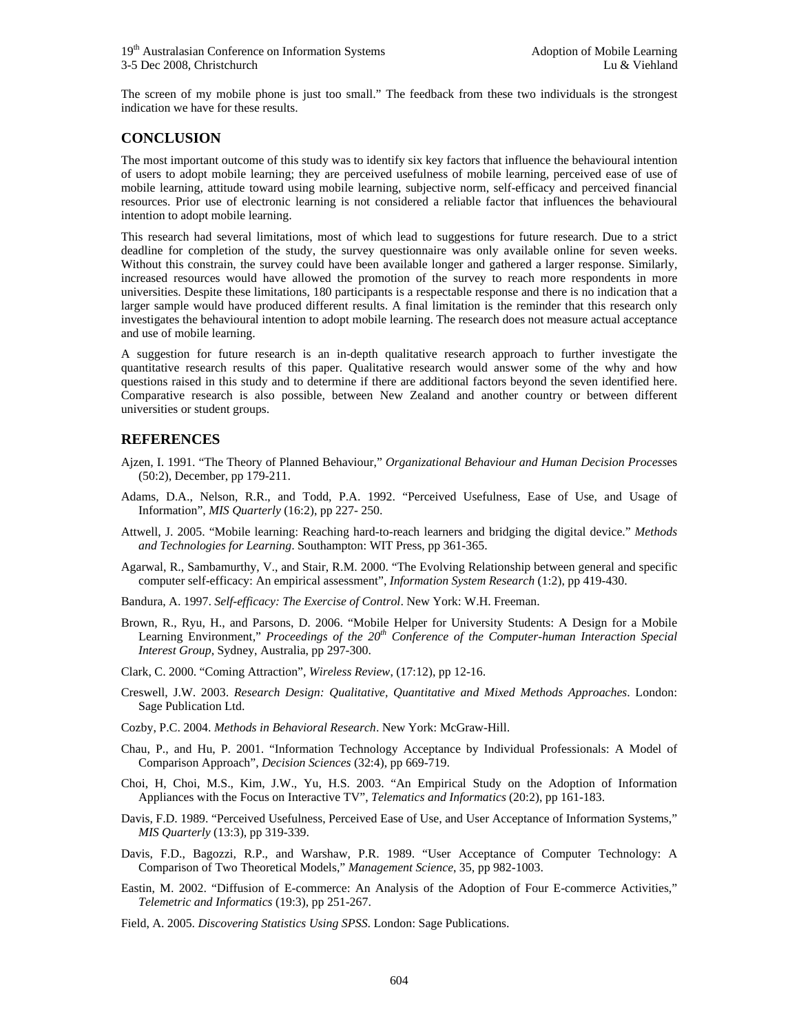The screen of my mobile phone is just too small." The feedback from these two individuals is the strongest indication we have for these results.

## CONCLUSION

The most important outcome of this study was to identify six key factors that influence the behavioural intention of users to adopt mobile learning; they are perceived usefulness of mobile learning, perceived ease of use of mobile learning, attitude toward using mobile learning, subjective norm, self-efficacy and perceived financial resources. Prior use of electronic learning is not considered a reliable factor that influences the behavioural intention to adopt mobile learning.

This research had several limitations, most of which lead to suggestions for future research. Due to a strict deadline for completion of the study, the survey questionnaire was only available online for seven weeks. Without this constrain, the survey could have been available longer and gathered a larger response. Similarly, increased resources would have allowed the promotion of the survey to reach more respondents in more universities. Despite these limitations, 180 participants is a respectable response and there is no indication that a larger sample would have produced different results. A final limitation is the reminder that this research only investigates the behavioural intention to adopt mobile learning. The research does not measure actual acceptance and use of mobile learning.

A suggestion for future research is an in-depth qualitative research approach to further investigate the quantitative research results of this paper. Qualitative research would answer some of the why and how questions raised in this study and to determine if there are additional factors beyond the seven identified here. Comparative research is also possible, between New Zealand and another country or between different universities or student groups.

## REFERENCES

Ajzen, I. 1991. "The Theory of Planned Behaviour," *Organizational Behaviour and Human Decision Processes* (50:2), December, pp 179-211.

Adams, D.A., Nelson, R.R., and Todd, P.A. 1992. "Perceived Usefulness, Ease of Use, and Usage of Information", *MIS Quarterly* (16:2), pp 227- 250.

Attwell, J. 2005. "Mobile learning: Reaching hard-to-reach learners and bridging the digital device." *Methods and Technologies for Learning*. Southampton: WIT Press, pp 361-365.

Agarwal, R., Sambamurthy, V., and Stair, R.M. 2000. "The Evolving Relationship between general and specific computer self-efficacy: An empirical assessment", *Information System Research* (1:2), pp 419-430.

Bandura, A. 1997. *Self-efficacy: The Exercise of Control*. New York: W.H. Freeman.

Brown, R., Ryu, H., and Parsons, D. 2006. "Mobile Helper for University Students: A Design for a Mobile Learning Environment," *Proceedings of the 20th Conference of the Computer-human Interaction Special Interest Group*, Sydney, Australia, pp 297-300.

Clark, C. 2000. "Coming Attraction", *Wireless Review*, (17:12), pp 12-16.

Creswell, J.W. 2003. *Research Design: Qualitative, Quantitative and Mixed Methods Approaches*. London: Sage Publication Ltd.

Cozby, P.C. 2004. *Methods in Behavioral Research*. New York: McGraw-Hill.

Chau, P., and Hu, P. 2001. "Information Technology Acceptance by Individual Professionals: A Model of Comparison Approach", *Decision Sciences* (32:4), pp 669-719.

Choi, H, Choi, M.S., Kim, J.W., Yu, H.S. 2003. "An Empirical Study on the Adoption of Information Appliances with the Focus on Interactive TV", *Telematics and Informatics* (20:2), pp 161-183.

Davis, F.D. 1989. "Perceived Usefulness, Perceived Ease of Use, and User Acceptance of Information Systems," *MIS Quarterly* (13:3), pp 319-339.

Davis, F.D., Bagozzi, R.P., and Warshaw, P.R. 1989. "User Acceptance of Computer Technology: A Comparison of Two Theoretical Models," *Management Science*, 35, pp 982-1003.

Eastin, M. 2002. "Diffusion of E-commerce: An Analysis of the Adoption of Four E-commerce Activities," *Telemetric and Informatics* (19:3), pp 251-267.

Field, A. 2005. *Discovering Statistics Using SPSS*. London: Sage Publications.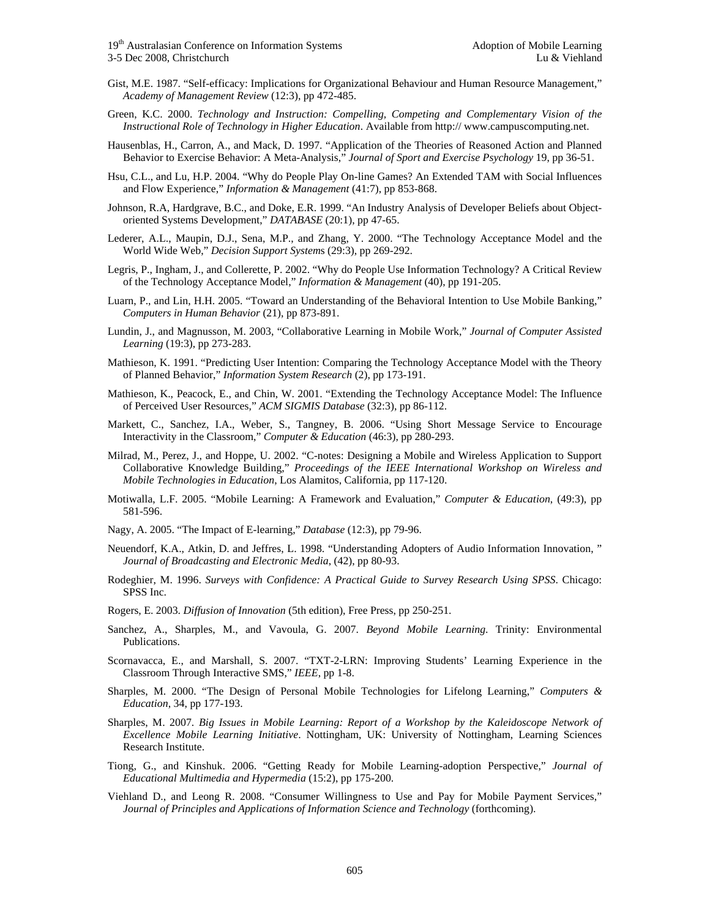Gist, M.E. 1987. “Self-efficacy: Implications for Organizational Behaviour and Human Resource Management,” *Academy of Management Review* (12:3), pp 472-485.

Green, K.C. 2000. *Technology and Instruction: Compelling, Competing and Complementary Vision of the Instructional Role of Technology in Higher Education*. Available from http:// www.campuscomputing.net.

Hausenblas, H., Carron, A., and Mack, D. 1997. “Application of the Theories of Reasoned Action and Planned Behavior to Exercise Behavior: A Meta-Analysis,” *Journal of Sport and Exercise Psychology* 19, pp 36-51.

Hsu, C.L., and Lu, H.P. 2004. “Why do People Play On-line Games? An Extended TAM with Social Influences and Flow Experience,” *Information & Management* (41:7), pp 853-868.

Johnson, R.A, Hardgrave, B.C., and Doke, E.R. 1999. “An Industry Analysis of Developer Beliefs about Object-oriented Systems Development,” *DATABASE* (20:1), pp 47-65.

Lederer, A.L., Maupin, D.J., Sena, M.P., and Zhang, Y. 2000. “The Technology Acceptance Model and the World Wide Web,” *Decision Support Systems* (29:3), pp 269-292.

Legris, P., Ingham, J., and Collerette, P. 2002. “Why do People Use Information Technology? A Critical Review of the Technology Acceptance Model,” *Information & Management* (40), pp 191-205.

Luarn, P., and Lin, H.H. 2005. “Toward an Understanding of the Behavioral Intention to Use Mobile Banking,” *Computers in Human Behavior* (21), pp 873-891.

Lundin, J., and Magnusson, M. 2003, “Collaborative Learning in Mobile Work,” *Journal of Computer Assisted Learning* (19:3), pp 273-283.

Mathieson, K. 1991. “Predicting User Intention: Comparing the Technology Acceptance Model with the Theory of Planned Behavior,” *Information System Research* (2), pp 173-191.

Mathieson, K., Peacock, E., and Chin, W. 2001. “Extending the Technology Acceptance Model: The Influence of Perceived User Resources,” *ACM SIGMIS Database* (32:3), pp 86-112.

Markett, C., Sanchez, I.A., Weber, S., Tangney, B. 2006. “Using Short Message Service to Encourage Interactivity in the Classroom,” *Computer & Education* (46:3), pp 280-293.

Milrad, M., Perez, J., and Hoppe, U. 2002. “C-notes: Designing a Mobile and Wireless Application to Support Collaborative Knowledge Building,” *Proceedings of the IEEE International Workshop on Wireless and Mobile Technologies in Education*, Los Alamitos, California, pp 117-120.

Motiwalla, L.F. 2005. “Mobile Learning: A Framework and Evaluation,” *Computer & Education*, (49:3), pp 581-596.

Nagy, A. 2005. “The Impact of E-learning,” *Database* (12:3), pp 79-96.

Neuendorf, K.A., Atkin, D. and Jeffres, L. 1998. “Understanding Adopters of Audio Information Innovation, ” *Journal of Broadcasting and Electronic Media*, (42), pp 80-93.

Rodeghier, M. 1996. *Surveys with Confidence: A Practical Guide to Survey Research Using SPSS*. Chicago: SPSS Inc.

Rogers, E. 2003. *Diffusion of Innovation* (5th edition), Free Press, pp 250-251.

Sanchez, A., Sharples, M., and Vavoula, G. 2007. *Beyond Mobile Learning*. Trinity: Environmental Publications.

Scornavacca, E., and Marshall, S. 2007. “TXT-2-LRN: Improving Students’ Learning Experience in the Classroom Through Interactive SMS,” *IEEE*, pp 1-8.

Sharples, M. 2000. “The Design of Personal Mobile Technologies for Lifelong Learning,” *Computers & Education*, 34, pp 177-193.

Sharples, M. 2007. *Big Issues in Mobile Learning: Report of a Workshop by the Kaleidoscope Network of Excellence Mobile Learning Initiative*. Nottingham, UK: University of Nottingham, Learning Sciences Research Institute.

Tiong, G., and Kinshuk. 2006. “Getting Ready for Mobile Learning-adoption Perspective,” *Journal of Educational Multimedia and Hypermedia* (15:2), pp 175-200.

Viehland D., and Leong R. 2008. “Consumer Willingness to Use and Pay for Mobile Payment Services,” *Journal of Principles and Applications of Information Science and Technology* (forthcoming).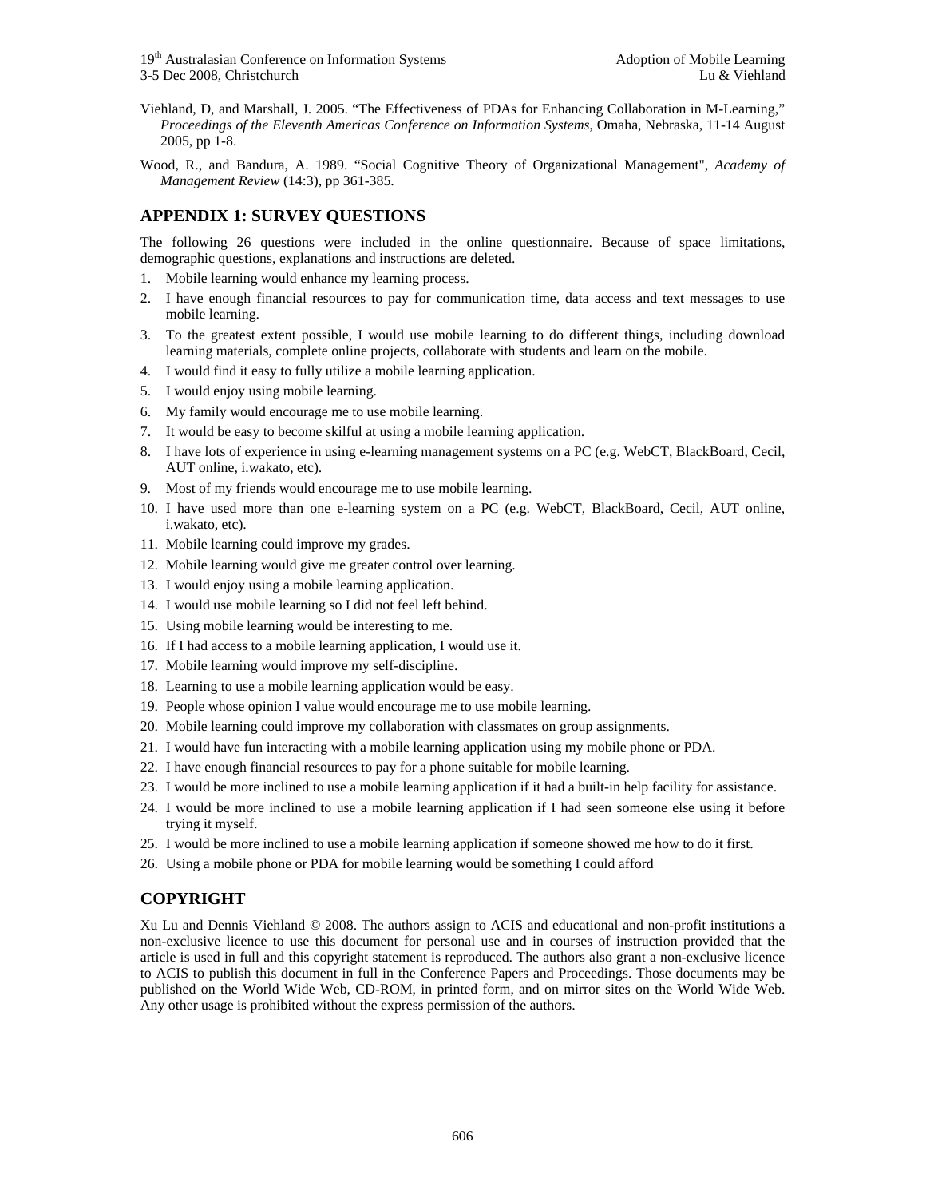Viehland, D, and Marshall, J. 2005. "The Effectiveness of PDAs for Enhancing Collaboration in M-Learning," *Proceedings of the Eleventh Americas Conference on Information Systems*, Omaha, Nebraska, 11-14 August 2005, pp 1-8.

Wood, R., and Bandura, A. 1989. "Social Cognitive Theory of Organizational Management", *Academy of Management Review* (14:3), pp 361-385.

## APPENDIX 1: SURVEY QUESTIONS

The following 26 questions were included in the online questionnaire. Because of space limitations, demographic questions, explanations and instructions are deleted.

1. Mobile learning would enhance my learning process.
2. I have enough financial resources to pay for communication time, data access and text messages to use mobile learning.
3. To the greatest extent possible, I would use mobile learning to do different things, including download learning materials, complete online projects, collaborate with students and learn on the mobile.
4. I would find it easy to fully utilize a mobile learning application.
5. I would enjoy using mobile learning.
6. My family would encourage me to use mobile learning.
7. It would be easy to become skilful at using a mobile learning application.
8. I have lots of experience in using e-learning management systems on a PC (e.g. WebCT, BlackBoard, Cecil, AUT online, i.wakato, etc).
9. Most of my friends would encourage me to use mobile learning.
10. I have used more than one e-learning system on a PC (e.g. WebCT, BlackBoard, Cecil, AUT online, i.wakato, etc).
11. Mobile learning could improve my grades.
12. Mobile learning would give me greater control over learning.
13. I would enjoy using a mobile learning application.
14. I would use mobile learning so I did not feel left behind.
15. Using mobile learning would be interesting to me.
16. If I had access to a mobile learning application, I would use it.
17. Mobile learning would improve my self-discipline.
18. Learning to use a mobile learning application would be easy.
19. People whose opinion I value would encourage me to use mobile learning.
20. Mobile learning could improve my collaboration with classmates on group assignments.
21. I would have fun interacting with a mobile learning application using my mobile phone or PDA.
22. I have enough financial resources to pay for a phone suitable for mobile learning.
23. I would be more inclined to use a mobile learning application if it had a built-in help facility for assistance.
24. I would be more inclined to use a mobile learning application if I had seen someone else using it before trying it myself.
25. I would be more inclined to use a mobile learning application if someone showed me how to do it first.
26. Using a mobile phone or PDA for mobile learning would be something I could afford

## COPYRIGHT

Xu Lu and Dennis Viehland © 2008. The authors assign to ACIS and educational and non-profit institutions a non-exclusive licence to use this document for personal use and in courses of instruction provided that the article is used in full and this copyright statement is reproduced. The authors also grant a non-exclusive licence to ACIS to publish this document in full in the Conference Papers and Proceedings. Those documents may be published on the World Wide Web, CD-ROM, in printed form, and on mirror sites on the World Wide Web. Any other usage is prohibited without the express permission of the authors.